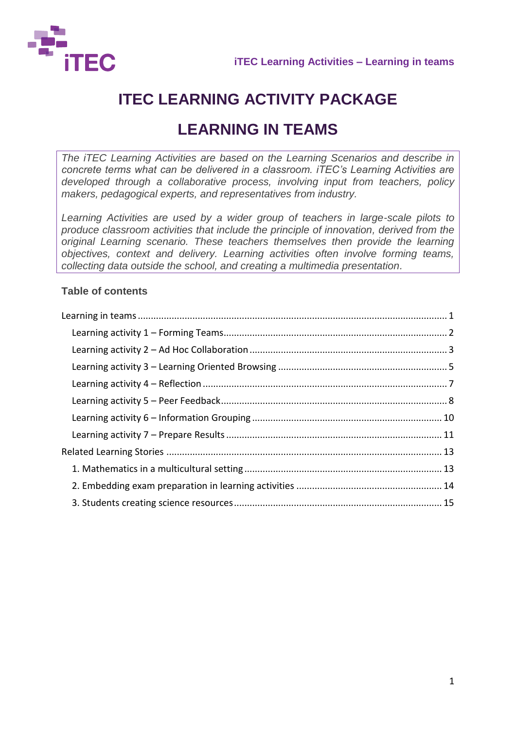# ITEC LEARNING ACTIVITY PACKAGE

# LEARNING IN TEAMS

*The iTEC Learning Activities are based on the Learning Scenarios and describe in concrete terms what can be delivered in a classroom. iTEC's Learning Activities are developed through a collaborative process, involving input from teachers, policy makers, pedagogical experts, and representatives from industry.*

*Learning Activities are used by a wider group of teachers in large-scale pilots to produce classroom activities that include the principle of innovation, derived from the original Learning scenario. These teachers themselves then provide the learning objectives, context and delivery. Learning activities often involve forming teams, collecting data outside the school, and creating a multimedia presentation.*

### Table of contents

- Learning in teams ..... 1
  - Learning activity 1 – Forming Teams ..... 2
  - Learning activity 2 – Ad Hoc Collaboration ..... 3
  - Learning activity 3 – Learning Oriented Browsing ..... 5
  - Learning activity 4 – Reflection ..... 7
  - Learning activity 5 – Peer Feedback ..... 8
  - Learning activity 6 – Information Grouping ..... 10
  - Learning activity 7 – Prepare Results ..... 11
- Related Learning Stories ..... 13
  - 1. Mathematics in a multicultural setting ..... 13
  - 2. Embedding exam preparation in learning activities ..... 14
  - 3. Students creating science resources ..... 15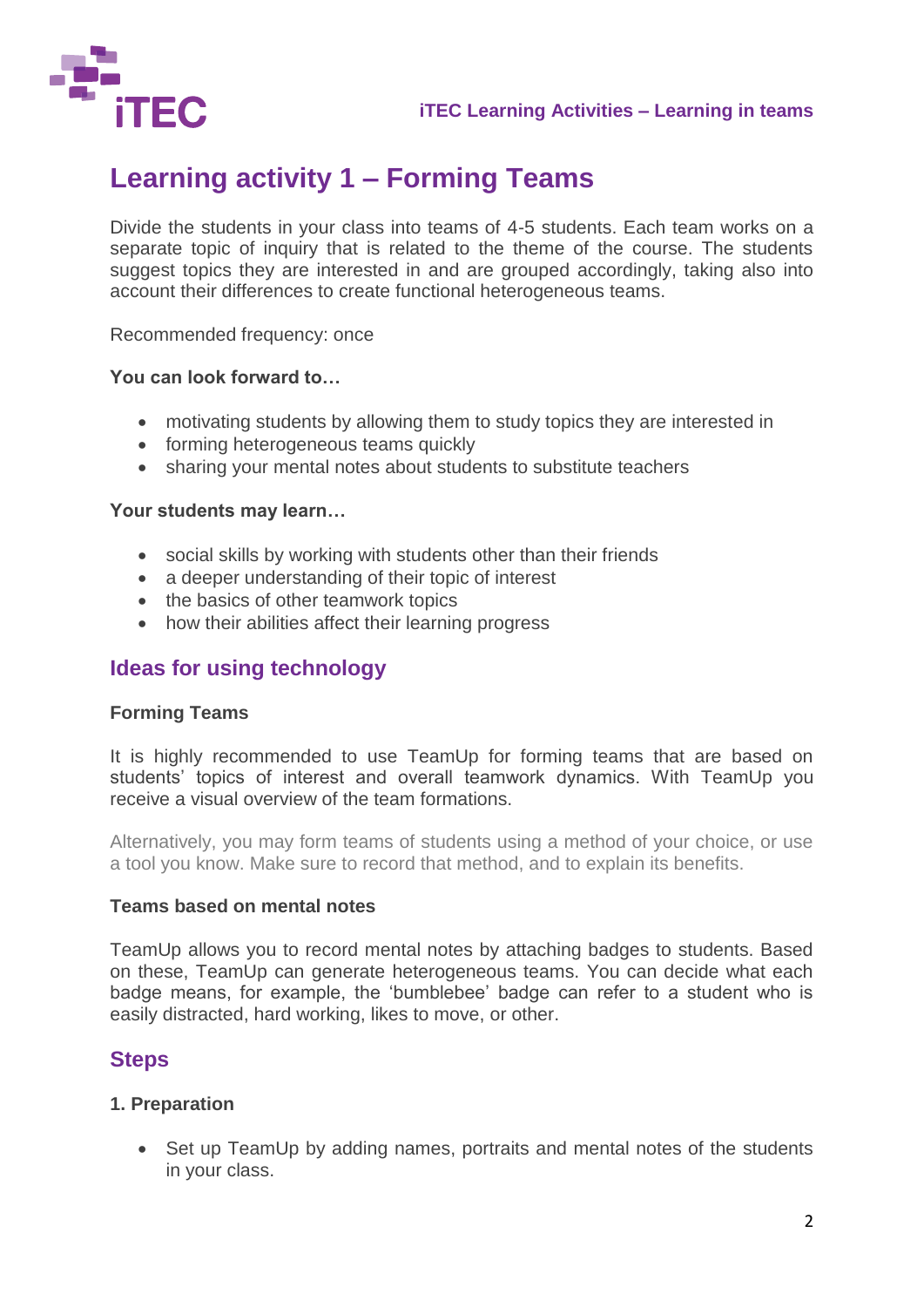# Learning activity 1 – Forming Teams

Divide the students in your class into teams of 4-5 students. Each team works on a separate topic of inquiry that is related to the theme of the course. The students suggest topics they are interested in and are grouped accordingly, taking also into account their differences to create functional heterogeneous teams.

Recommended frequency: once

**You can look forward to…**

- motivating students by allowing them to study topics they are interested in
- forming heterogeneous teams quickly
- sharing your mental notes about students to substitute teachers

**Your students may learn…**

- social skills by working with students other than their friends
- a deeper understanding of their topic of interest
- the basics of other teamwork topics
- how their abilities affect their learning progress

## Ideas for using technology

**Forming Teams**

It is highly recommended to use TeamUp for forming teams that are based on students' topics of interest and overall teamwork dynamics. With TeamUp you receive a visual overview of the team formations.

Alternatively, you may form teams of students using a method of your choice, or use a tool you know. Make sure to record that method, and to explain its benefits.

**Teams based on mental notes**

TeamUp allows you to record mental notes by attaching badges to students. Based on these, TeamUp can generate heterogeneous teams. You can decide what each badge means, for example, the 'bumblebee' badge can refer to a student who is easily distracted, hard working, likes to move, or other.

## Steps

**1. Preparation**

- Set up TeamUp by adding names, portraits and mental notes of the students in your class.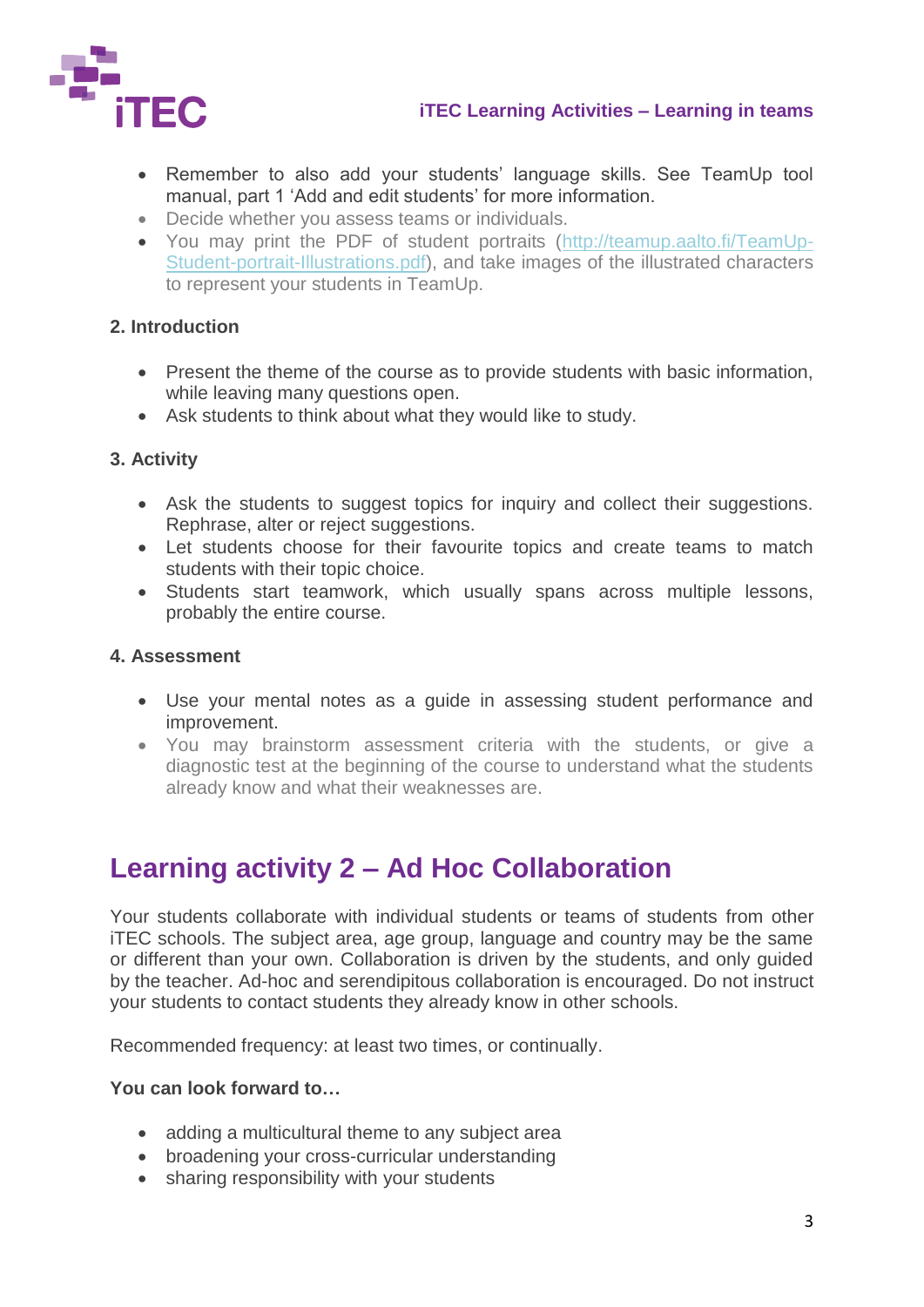- Remember to also add your students' language skills. See TeamUp tool manual, part 1 'Add and edit students' for more information.
- Decide whether you assess teams or individuals.
- You may print the PDF of student portraits (http://teamup.aalto.fi/TeamUp-Student-portrait-Illustrations.pdf), and take images of the illustrated characters to represent your students in TeamUp.

**2. Introduction**

- Present the theme of the course as to provide students with basic information, while leaving many questions open.
- Ask students to think about what they would like to study.

**3. Activity**

- Ask the students to suggest topics for inquiry and collect their suggestions. Rephrase, alter or reject suggestions.
- Let students choose for their favourite topics and create teams to match students with their topic choice.
- Students start teamwork, which usually spans across multiple lessons, probably the entire course.

**4. Assessment**

- Use your mental notes as a guide in assessing student performance and improvement.
- You may brainstorm assessment criteria with the students, or give a diagnostic test at the beginning of the course to understand what the students already know and what their weaknesses are.

## Learning activity 2 – Ad Hoc Collaboration

Your students collaborate with individual students or teams of students from other iTEC schools. The subject area, age group, language and country may be the same or different than your own. Collaboration is driven by the students, and only guided by the teacher. Ad-hoc and serendipitous collaboration is encouraged. Do not instruct your students to contact students they already know in other schools.

Recommended frequency: at least two times, or continually.

**You can look forward to…**

- adding a multicultural theme to any subject area
- broadening your cross-curricular understanding
- sharing responsibility with your students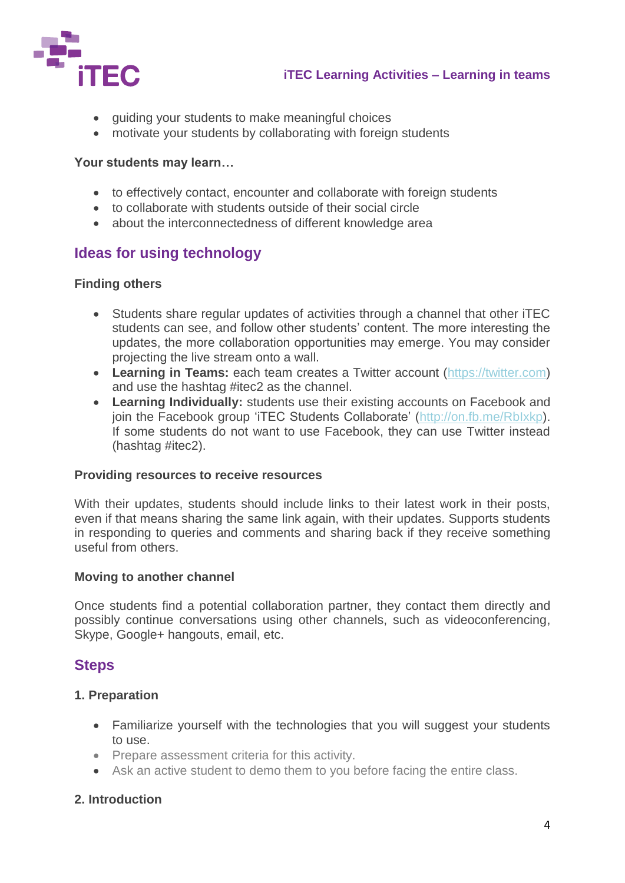- guiding your students to make meaningful choices
- motivate your students by collaborating with foreign students

**Your students may learn…**

- to effectively contact, encounter and collaborate with foreign students
- to collaborate with students outside of their social circle
- about the interconnectedness of different knowledge area

## Ideas for using technology

**Finding others**

- Students share regular updates of activities through a channel that other iTEC students can see, and follow other students' content. The more interesting the updates, the more collaboration opportunities may emerge. You may consider projecting the live stream onto a wall.
- **Learning in Teams:** each team creates a Twitter account (https://twitter.com) and use the hashtag #itec2 as the channel.
- **Learning Individually:** students use their existing accounts on Facebook and join the Facebook group 'iTEC Students Collaborate' (http://on.fb.me/Rblxkp). If some students do not want to use Facebook, they can use Twitter instead (hashtag #itec2).

**Providing resources to receive resources**

With their updates, students should include links to their latest work in their posts, even if that means sharing the same link again, with their updates. Supports students in responding to queries and comments and sharing back if they receive something useful from others.

**Moving to another channel**

Once students find a potential collaboration partner, they contact them directly and possibly continue conversations using other channels, such as videoconferencing, Skype, Google+ hangouts, email, etc.

## Steps

**1. Preparation**

- Familiarize yourself with the technologies that you will suggest your students to use.
- Prepare assessment criteria for this activity.
- Ask an active student to demo them to you before facing the entire class.

**2. Introduction**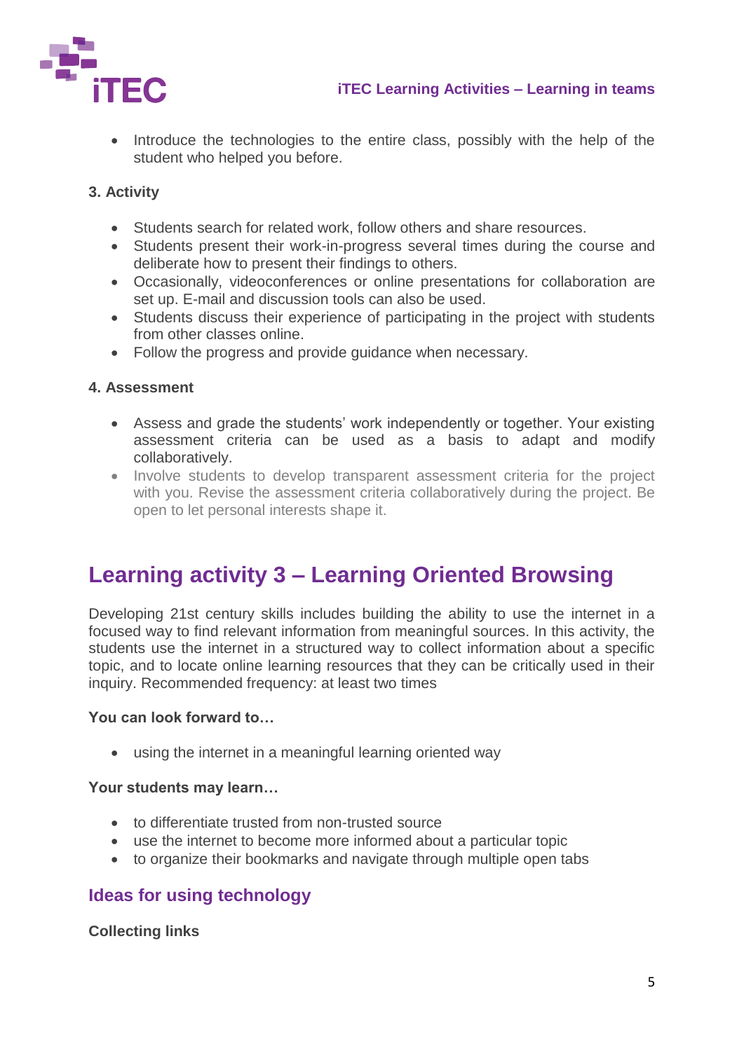- Introduce the technologies to the entire class, possibly with the help of the student who helped you before.

**3. Activity**

- Students search for related work, follow others and share resources.
- Students present their work-in-progress several times during the course and deliberate how to present their findings to others.
- Occasionally, videoconferences or online presentations for collaboration are set up. E-mail and discussion tools can also be used.
- Students discuss their experience of participating in the project with students from other classes online.
- Follow the progress and provide guidance when necessary.

**4. Assessment**

- Assess and grade the students' work independently or together. Your existing assessment criteria can be used as a basis to adapt and modify collaboratively.
- Involve students to develop transparent assessment criteria for the project with you. Revise the assessment criteria collaboratively during the project. Be open to let personal interests shape it.

# Learning activity 3 – Learning Oriented Browsing

Developing 21st century skills includes building the ability to use the internet in a focused way to find relevant information from meaningful sources. In this activity, the students use the internet in a structured way to collect information about a specific topic, and to locate online learning resources that they can be critically used in their inquiry. Recommended frequency: at least two times

**You can look forward to…**

- using the internet in a meaningful learning oriented way

**Your students may learn…**

- to differentiate trusted from non-trusted source
- use the internet to become more informed about a particular topic
- to organize their bookmarks and navigate through multiple open tabs

## Ideas for using technology

**Collecting links**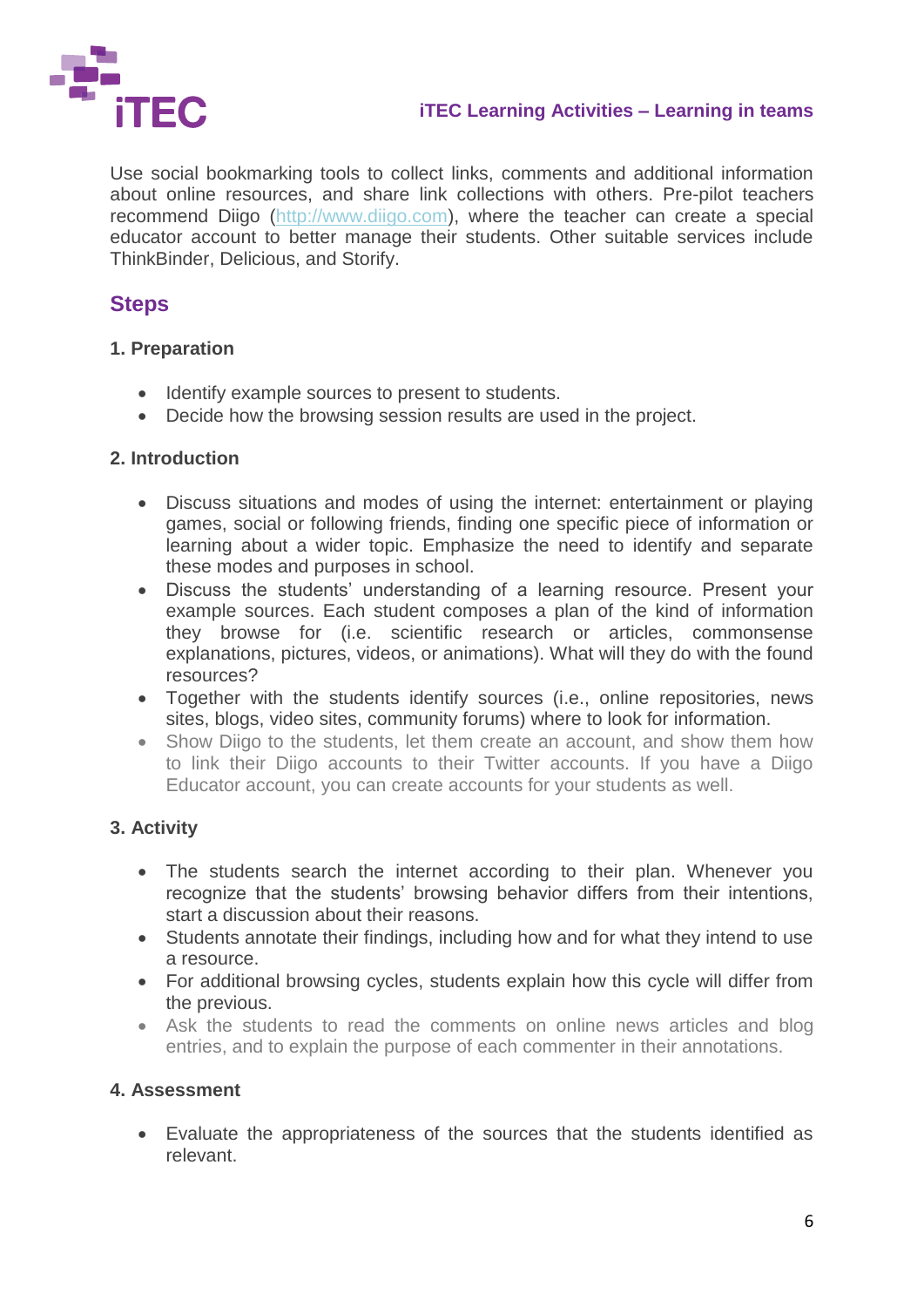Use social bookmarking tools to collect links, comments and additional information about online resources, and share link collections with others. Pre-pilot teachers recommend Diigo (http://www.diigo.com), where the teacher can create a special educator account to better manage their students. Other suitable services include ThinkBinder, Delicious, and Storify.

## Steps

### 1. Preparation

- Identify example sources to present to students.
- Decide how the browsing session results are used in the project.

### 2. Introduction

- Discuss situations and modes of using the internet: entertainment or playing games, social or following friends, finding one specific piece of information or learning about a wider topic. Emphasize the need to identify and separate these modes and purposes in school.
- Discuss the students' understanding of a learning resource. Present your example sources. Each student composes a plan of the kind of information they browse for (i.e. scientific research or articles, commonsense explanations, pictures, videos, or animations). What will they do with the found resources?
- Together with the students identify sources (i.e., online repositories, news sites, blogs, video sites, community forums) where to look for information.
- Show Diigo to the students, let them create an account, and show them how to link their Diigo accounts to their Twitter accounts. If you have a Diigo Educator account, you can create accounts for your students as well.

### 3. Activity

- The students search the internet according to their plan. Whenever you recognize that the students' browsing behavior differs from their intentions, start a discussion about their reasons.
- Students annotate their findings, including how and for what they intend to use a resource.
- For additional browsing cycles, students explain how this cycle will differ from the previous.
- Ask the students to read the comments on online news articles and blog entries, and to explain the purpose of each commenter in their annotations.

### 4. Assessment

- Evaluate the appropriateness of the sources that the students identified as relevant.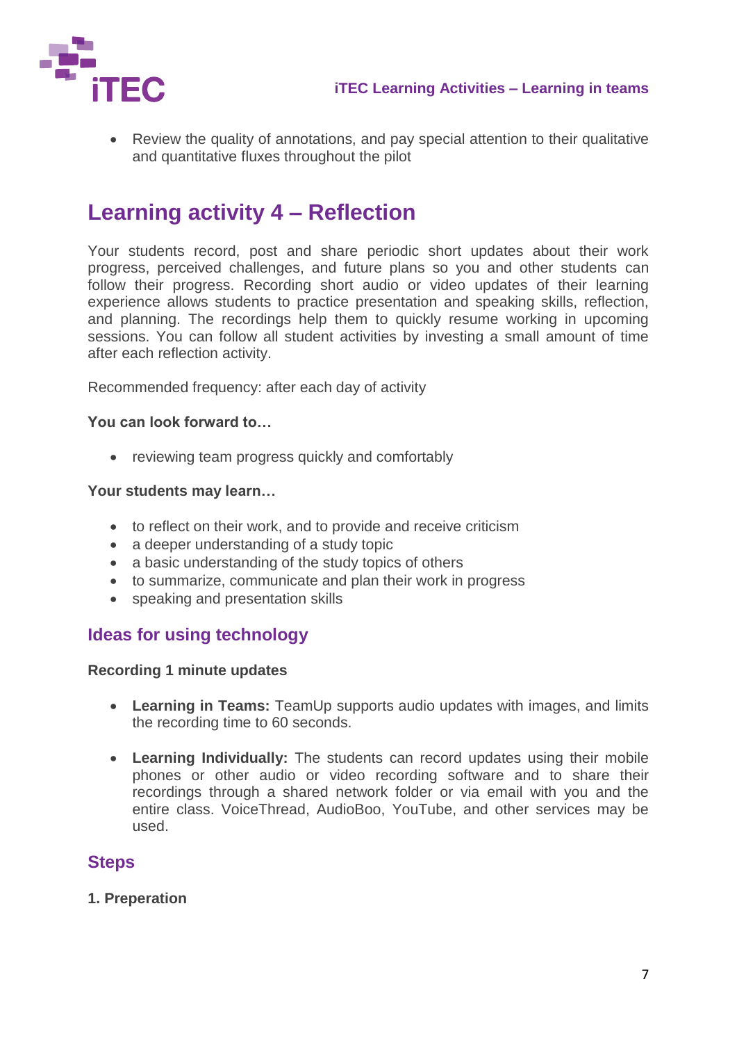- Review the quality of annotations, and pay special attention to their qualitative and quantitative fluxes throughout the pilot

# Learning activity 4 – Reflection

Your students record, post and share periodic short updates about their work progress, perceived challenges, and future plans so you and other students can follow their progress. Recording short audio or video updates of their learning experience allows students to practice presentation and speaking skills, reflection, and planning. The recordings help them to quickly resume working in upcoming sessions. You can follow all student activities by investing a small amount of time after each reflection activity.

Recommended frequency: after each day of activity

**You can look forward to…**

- reviewing team progress quickly and comfortably

**Your students may learn…**

- to reflect on their work, and to provide and receive criticism
- a deeper understanding of a study topic
- a basic understanding of the study topics of others
- to summarize, communicate and plan their work in progress
- speaking and presentation skills

## Ideas for using technology

**Recording 1 minute updates**

- **Learning in Teams:** TeamUp supports audio updates with images, and limits the recording time to 60 seconds.

- **Learning Individually:** The students can record updates using their mobile phones or other audio or video recording software and to share their recordings through a shared network folder or via email with you and the entire class. VoiceThread, AudioBoo, YouTube, and other services may be used.

## Steps

**1. Preperation**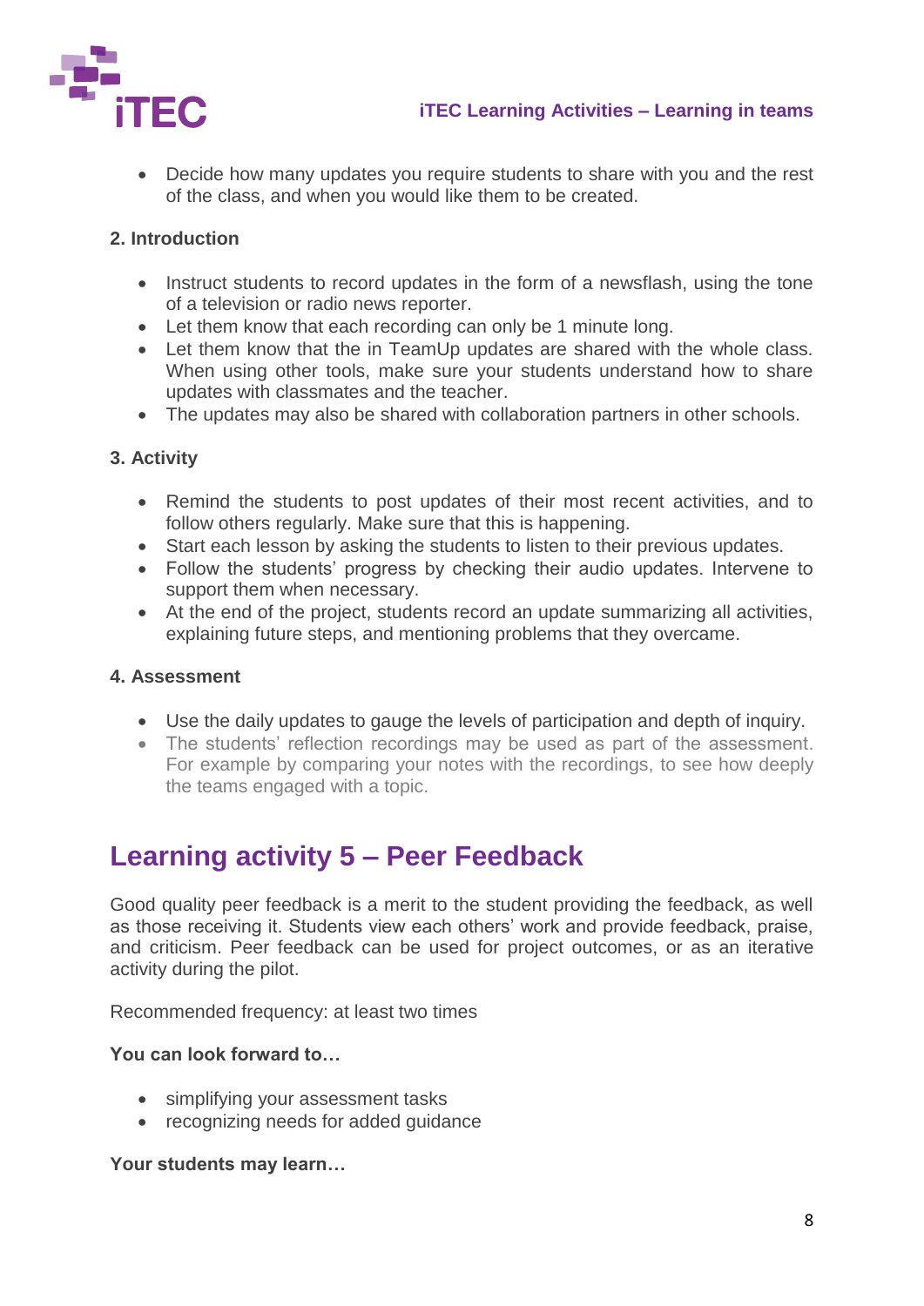- Decide how many updates you require students to share with you and the rest of the class, and when you would like them to be created.

**2. Introduction**

- Instruct students to record updates in the form of a newsflash, using the tone of a television or radio news reporter.
- Let them know that each recording can only be 1 minute long.
- Let them know that the in TeamUp updates are shared with the whole class. When using other tools, make sure your students understand how to share updates with classmates and the teacher.
- The updates may also be shared with collaboration partners in other schools.

**3. Activity**

- Remind the students to post updates of their most recent activities, and to follow others regularly. Make sure that this is happening.
- Start each lesson by asking the students to listen to their previous updates.
- Follow the students' progress by checking their audio updates. Intervene to support them when necessary.
- At the end of the project, students record an update summarizing all activities, explaining future steps, and mentioning problems that they overcame.

**4. Assessment**

- Use the daily updates to gauge the levels of participation and depth of inquiry.
- The students' reflection recordings may be used as part of the assessment. For example by comparing your notes with the recordings, to see how deeply the teams engaged with a topic.

## Learning activity 5 – Peer Feedback

Good quality peer feedback is a merit to the student providing the feedback, as well as those receiving it. Students view each others' work and provide feedback, praise, and criticism. Peer feedback can be used for project outcomes, or as an iterative activity during the pilot.

Recommended frequency: at least two times

**You can look forward to…**

- simplifying your assessment tasks
- recognizing needs for added guidance

**Your students may learn…**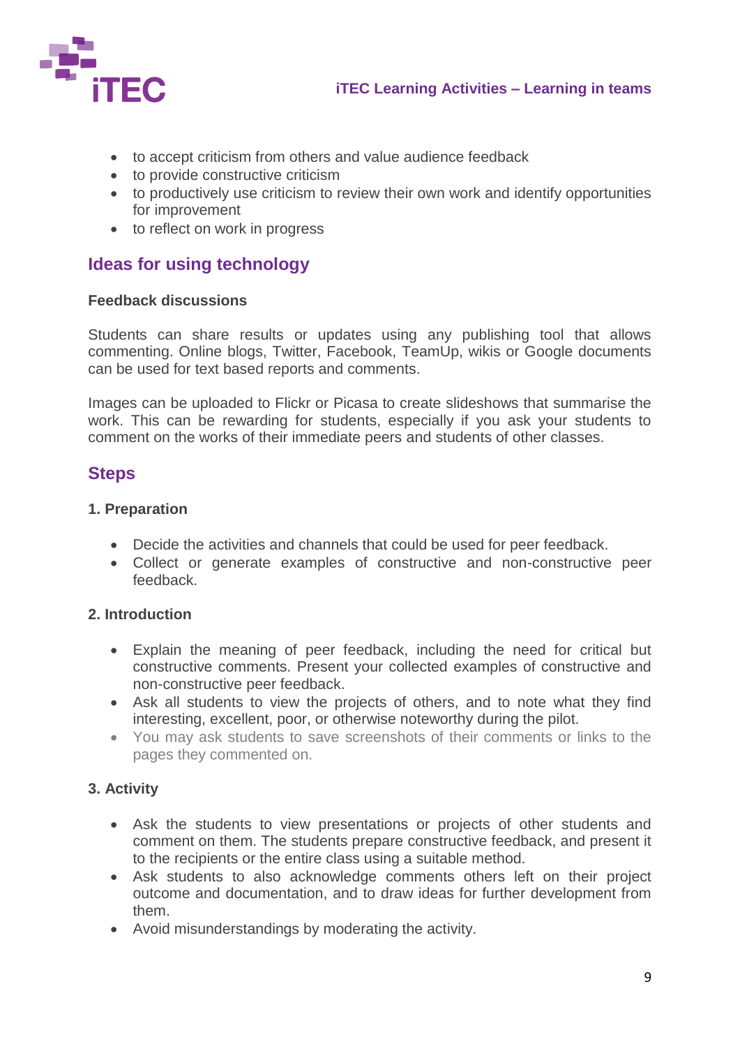- to accept criticism from others and value audience feedback
- to provide constructive criticism
- to productively use criticism to review their own work and identify opportunities for improvement
- to reflect on work in progress

## Ideas for using technology

**Feedback discussions**

Students can share results or updates using any publishing tool that allows commenting. Online blogs, Twitter, Facebook, TeamUp, wikis or Google documents can be used for text based reports and comments.

Images can be uploaded to Flickr or Picasa to create slideshows that summarise the work. This can be rewarding for students, especially if you ask your students to comment on the works of their immediate peers and students of other classes.

## Steps

**1. Preparation**

- Decide the activities and channels that could be used for peer feedback.
- Collect or generate examples of constructive and non-constructive peer feedback.

**2. Introduction**

- Explain the meaning of peer feedback, including the need for critical but constructive comments. Present your collected examples of constructive and non-constructive peer feedback.
- Ask all students to view the projects of others, and to note what they find interesting, excellent, poor, or otherwise noteworthy during the pilot.
- You may ask students to save screenshots of their comments or links to the pages they commented on.

**3. Activity**

- Ask the students to view presentations or projects of other students and comment on them. The students prepare constructive feedback, and present it to the recipients or the entire class using a suitable method.
- Ask students to also acknowledge comments others left on their project outcome and documentation, and to draw ideas for further development from them.
- Avoid misunderstandings by moderating the activity.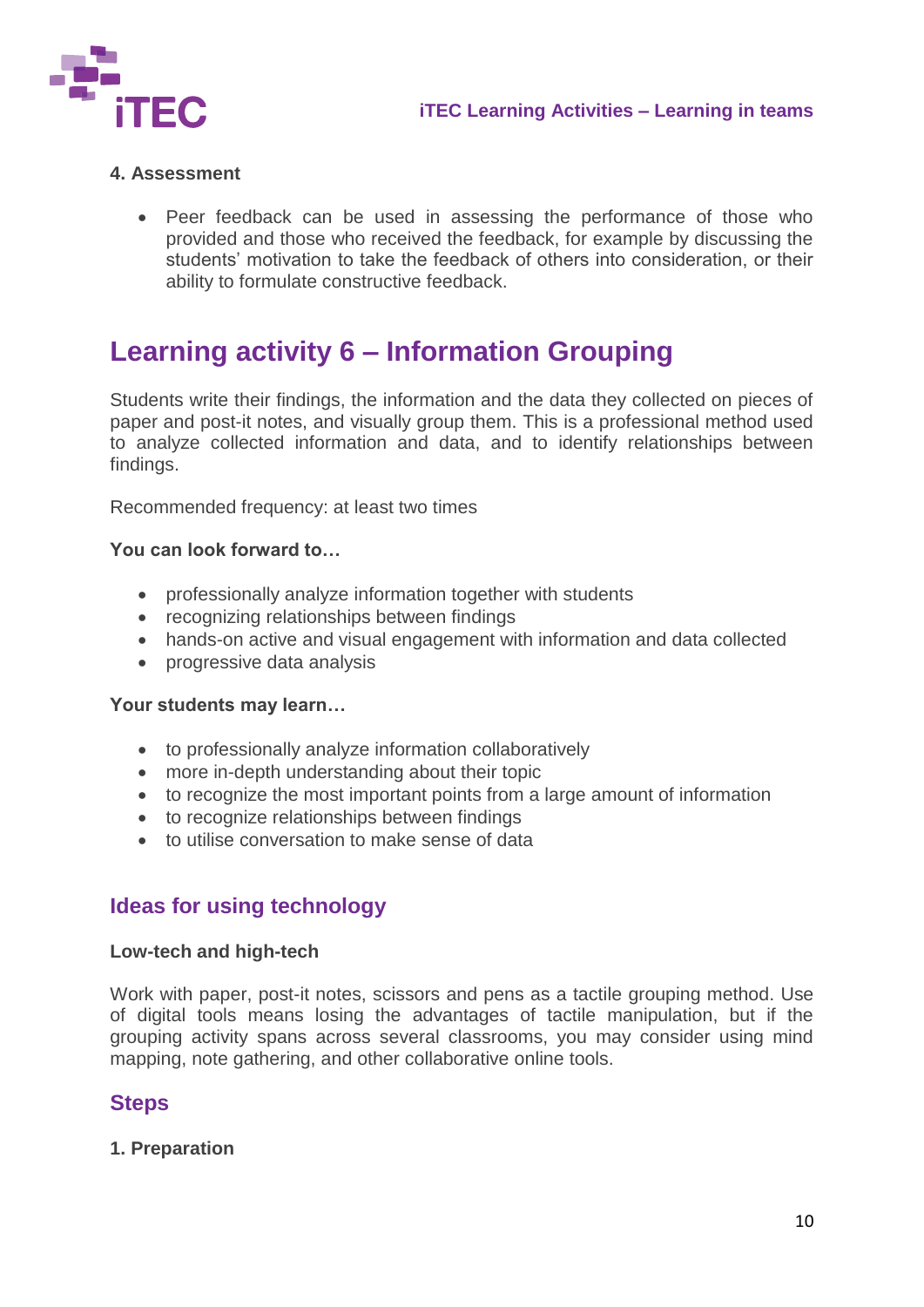**4. Assessment**

- Peer feedback can be used in assessing the performance of those who provided and those who received the feedback, for example by discussing the students' motivation to take the feedback of others into consideration, or their ability to formulate constructive feedback.

# Learning activity 6 – Information Grouping

Students write their findings, the information and the data they collected on pieces of paper and post-it notes, and visually group them. This is a professional method used to analyze collected information and data, and to identify relationships between findings.

Recommended frequency: at least two times

**You can look forward to…**

- professionally analyze information together with students
- recognizing relationships between findings
- hands-on active and visual engagement with information and data collected
- progressive data analysis

**Your students may learn…**

- to professionally analyze information collaboratively
- more in-depth understanding about their topic
- to recognize the most important points from a large amount of information
- to recognize relationships between findings
- to utilise conversation to make sense of data

## Ideas for using technology

**Low-tech and high-tech**

Work with paper, post-it notes, scissors and pens as a tactile grouping method. Use of digital tools means losing the advantages of tactile manipulation, but if the grouping activity spans across several classrooms, you may consider using mind mapping, note gathering, and other collaborative online tools.

## Steps

**1. Preparation**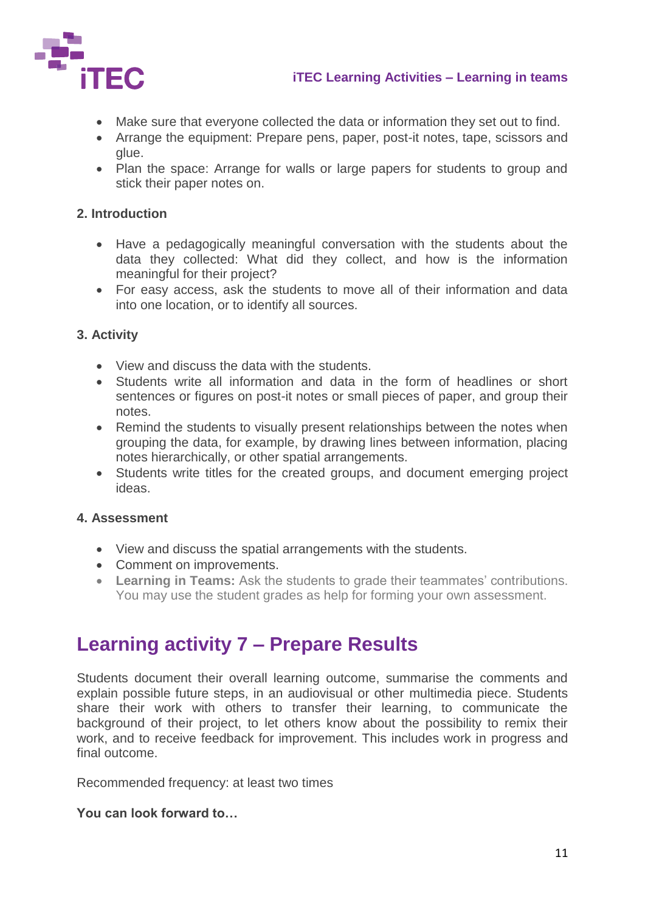- Make sure that everyone collected the data or information they set out to find.
- Arrange the equipment: Prepare pens, paper, post-it notes, tape, scissors and glue.
- Plan the space: Arrange for walls or large papers for students to group and stick their paper notes on.

**2. Introduction**

- Have a pedagogically meaningful conversation with the students about the data they collected: What did they collect, and how is the information meaningful for their project?
- For easy access, ask the students to move all of their information and data into one location, or to identify all sources.

**3. Activity**

- View and discuss the data with the students.
- Students write all information and data in the form of headlines or short sentences or figures on post-it notes or small pieces of paper, and group their notes.
- Remind the students to visually present relationships between the notes when grouping the data, for example, by drawing lines between information, placing notes hierarchically, or other spatial arrangements.
- Students write titles for the created groups, and document emerging project ideas.

**4. Assessment**

- View and discuss the spatial arrangements with the students.
- Comment on improvements.
- **Learning in Teams:** Ask the students to grade their teammates' contributions. You may use the student grades as help for forming your own assessment.

## Learning activity 7 – Prepare Results

Students document their overall learning outcome, summarise the comments and explain possible future steps, in an audiovisual or other multimedia piece. Students share their work with others to transfer their learning, to communicate the background of their project, to let others know about the possibility to remix their work, and to receive feedback for improvement. This includes work in progress and final outcome.

Recommended frequency: at least two times

**You can look forward to…**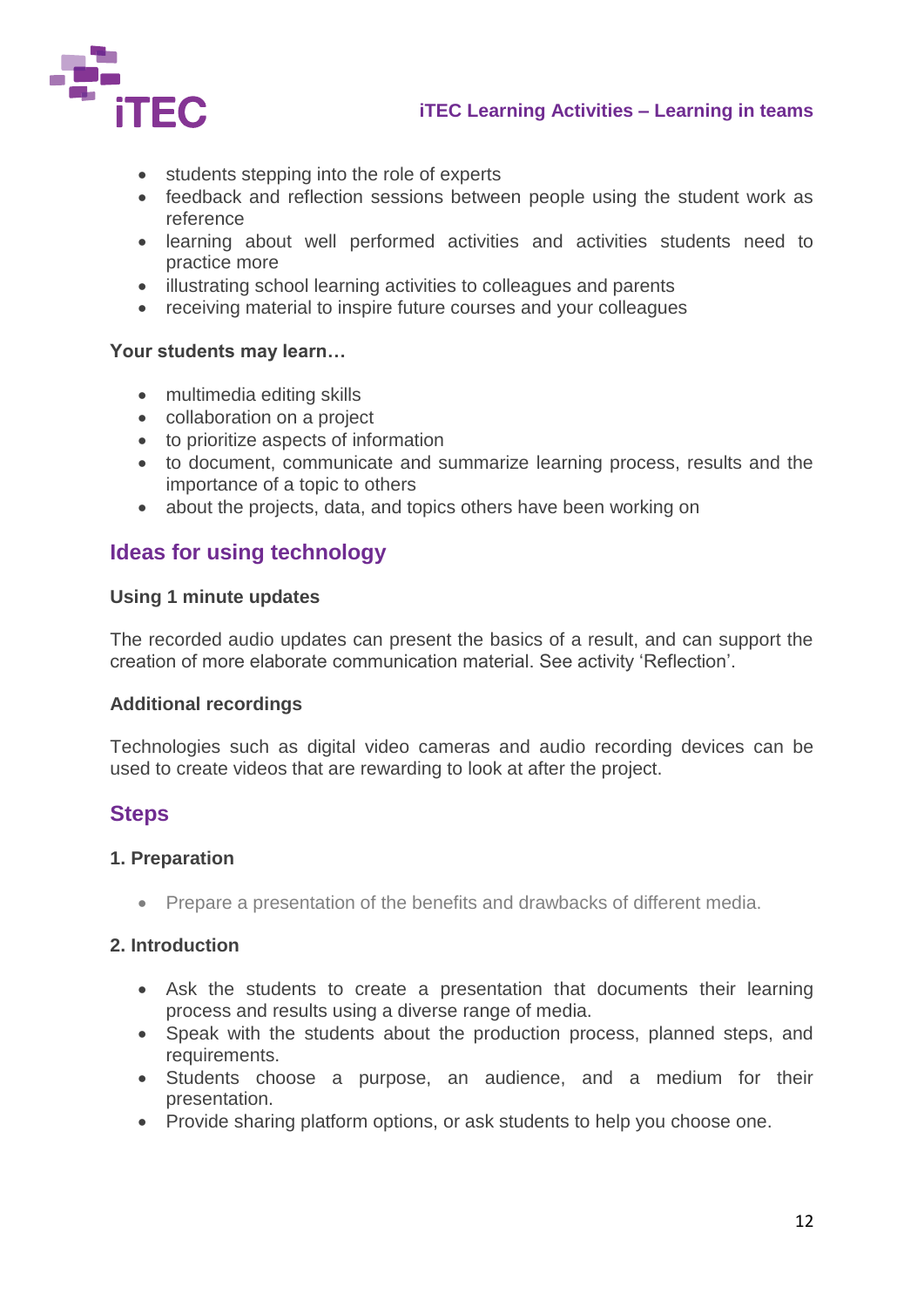- students stepping into the role of experts
- feedback and reflection sessions between people using the student work as reference
- learning about well performed activities and activities students need to practice more
- illustrating school learning activities to colleagues and parents
- receiving material to inspire future courses and your colleagues

**Your students may learn…**

- multimedia editing skills
- collaboration on a project
- to prioritize aspects of information
- to document, communicate and summarize learning process, results and the importance of a topic to others
- about the projects, data, and topics others have been working on

## Ideas for using technology

**Using 1 minute updates**

The recorded audio updates can present the basics of a result, and can support the creation of more elaborate communication material. See activity 'Reflection'.

**Additional recordings**

Technologies such as digital video cameras and audio recording devices can be used to create videos that are rewarding to look at after the project.

## Steps

**1. Preparation**

- Prepare a presentation of the benefits and drawbacks of different media.

**2. Introduction**

- Ask the students to create a presentation that documents their learning process and results using a diverse range of media.
- Speak with the students about the production process, planned steps, and requirements.
- Students choose a purpose, an audience, and a medium for their presentation.
- Provide sharing platform options, or ask students to help you choose one.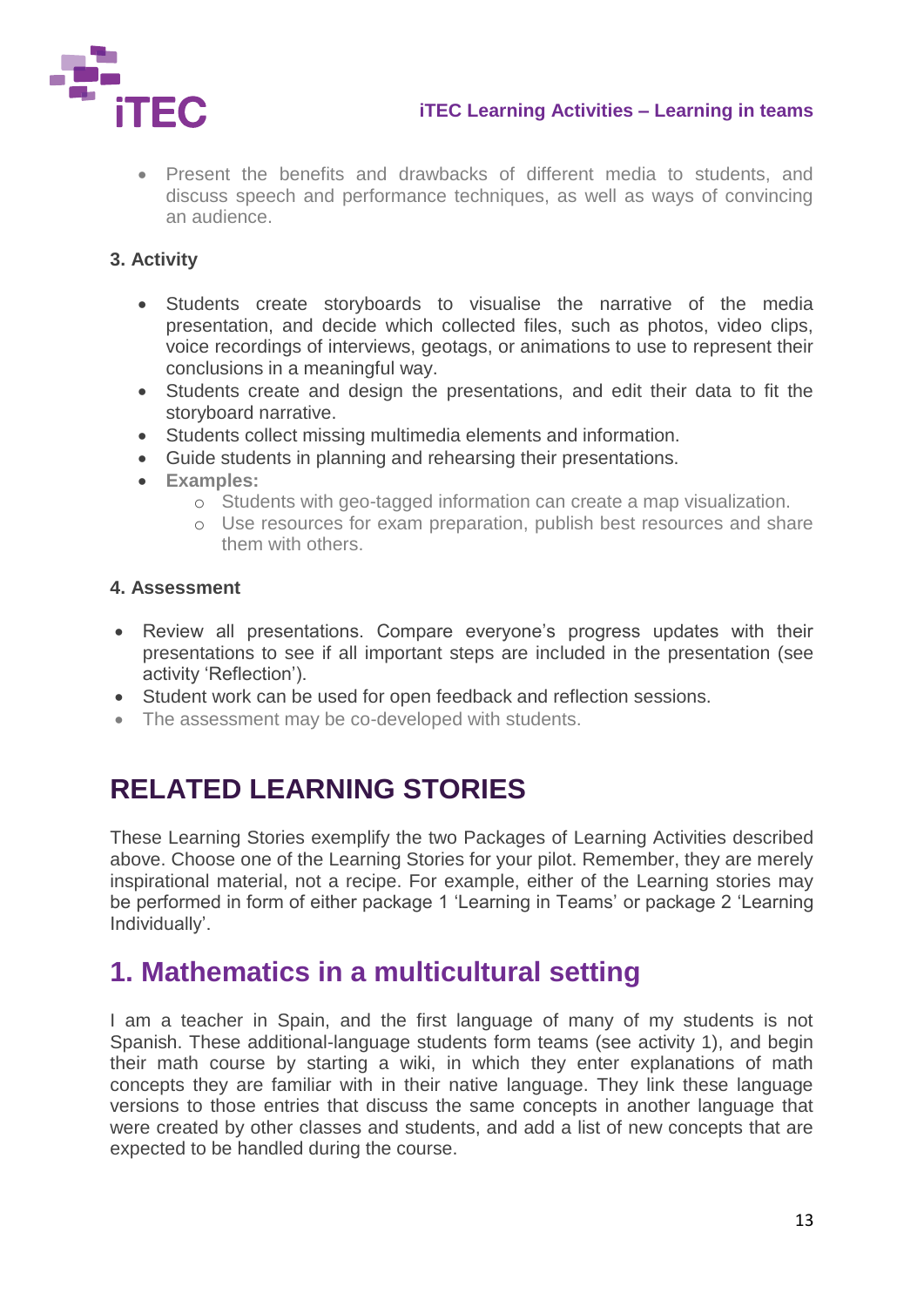- Present the benefits and drawbacks of different media to students, and discuss speech and performance techniques, as well as ways of convincing an audience.

**3. Activity**

- Students create storyboards to visualise the narrative of the media presentation, and decide which collected files, such as photos, video clips, voice recordings of interviews, geotags, or animations to use to represent their conclusions in a meaningful way.
- Students create and design the presentations, and edit their data to fit the storyboard narrative.
- Students collect missing multimedia elements and information.
- Guide students in planning and rehearsing their presentations.
- **Examples:**
  - Students with geo-tagged information can create a map visualization.
  - Use resources for exam preparation, publish best resources and share them with others.

**4. Assessment**

- Review all presentations. Compare everyone's progress updates with their presentations to see if all important steps are included in the presentation (see activity 'Reflection').
- Student work can be used for open feedback and reflection sessions.
- The assessment may be co-developed with students.

# RELATED LEARNING STORIES

These Learning Stories exemplify the two Packages of Learning Activities described above. Choose one of the Learning Stories for your pilot. Remember, they are merely inspirational material, not a recipe. For example, either of the Learning stories may be performed in form of either package 1 'Learning in Teams' or package 2 'Learning Individually'.

## 1. Mathematics in a multicultural setting

I am a teacher in Spain, and the first language of many of my students is not Spanish. These additional-language students form teams (see activity 1), and begin their math course by starting a wiki, in which they enter explanations of math concepts they are familiar with in their native language. They link these language versions to those entries that discuss the same concepts in another language that were created by other classes and students, and add a list of new concepts that are expected to be handled during the course.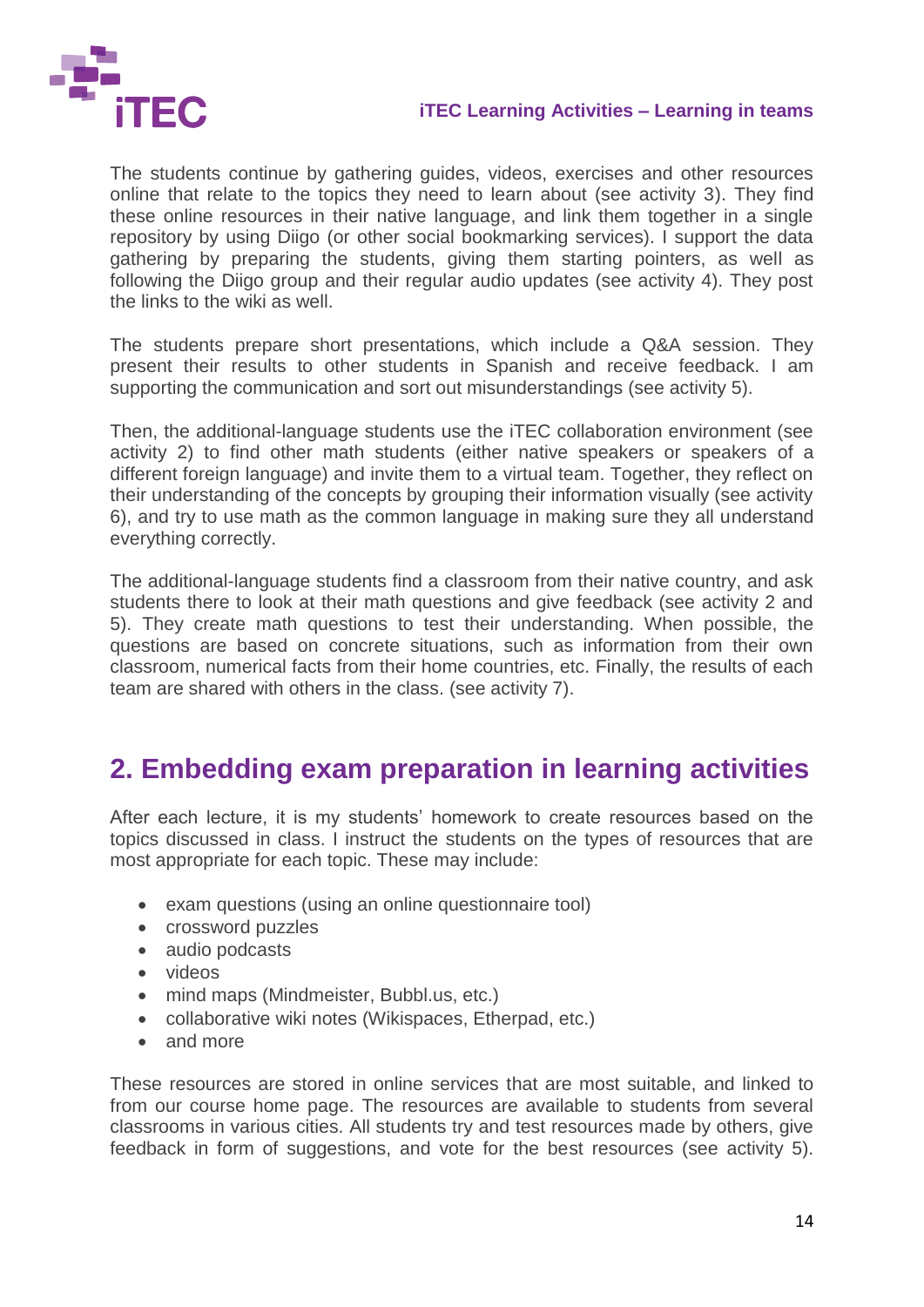The students continue by gathering guides, videos, exercises and other resources online that relate to the topics they need to learn about (see activity 3). They find these online resources in their native language, and link them together in a single repository by using Diigo (or other social bookmarking services). I support the data gathering by preparing the students, giving them starting pointers, as well as following the Diigo group and their regular audio updates (see activity 4). They post the links to the wiki as well.

The students prepare short presentations, which include a Q&A session. They present their results to other students in Spanish and receive feedback. I am supporting the communication and sort out misunderstandings (see activity 5).

Then, the additional-language students use the iTEC collaboration environment (see activity 2) to find other math students (either native speakers or speakers of a different foreign language) and invite them to a virtual team. Together, they reflect on their understanding of the concepts by grouping their information visually (see activity 6), and try to use math as the common language in making sure they all understand everything correctly.

The additional-language students find a classroom from their native country, and ask students there to look at their math questions and give feedback (see activity 2 and 5). They create math questions to test their understanding. When possible, the questions are based on concrete situations, such as information from their own classroom, numerical facts from their home countries, etc. Finally, the results of each team are shared with others in the class. (see activity 7).

## 2. Embedding exam preparation in learning activities

After each lecture, it is my students' homework to create resources based on the topics discussed in class. I instruct the students on the types of resources that are most appropriate for each topic. These may include:

- exam questions (using an online questionnaire tool)
- crossword puzzles
- audio podcasts
- videos
- mind maps (Mindmeister, Bubbl.us, etc.)
- collaborative wiki notes (Wikispaces, Etherpad, etc.)
- and more

These resources are stored in online services that are most suitable, and linked to from our course home page. The resources are available to students from several classrooms in various cities. All students try and test resources made by others, give feedback in form of suggestions, and vote for the best resources (see activity 5).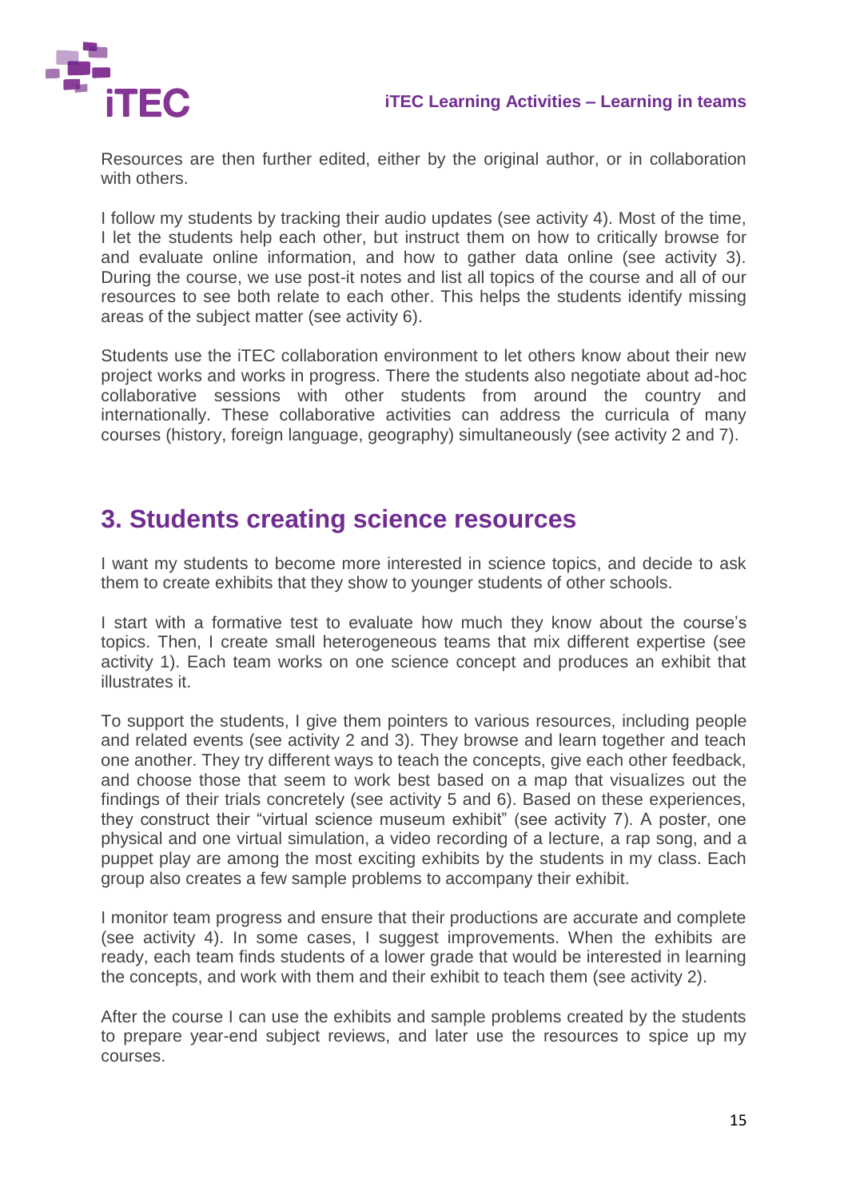Resources are then further edited, either by the original author, or in collaboration with others.

I follow my students by tracking their audio updates (see activity 4). Most of the time, I let the students help each other, but instruct them on how to critically browse for and evaluate online information, and how to gather data online (see activity 3). During the course, we use post-it notes and list all topics of the course and all of our resources to see both relate to each other. This helps the students identify missing areas of the subject matter (see activity 6).

Students use the iTEC collaboration environment to let others know about their new project works and works in progress. There the students also negotiate about ad-hoc collaborative sessions with other students from around the country and internationally. These collaborative activities can address the curricula of many courses (history, foreign language, geography) simultaneously (see activity 2 and 7).

## 3. Students creating science resources

I want my students to become more interested in science topics, and decide to ask them to create exhibits that they show to younger students of other schools.

I start with a formative test to evaluate how much they know about the course's topics. Then, I create small heterogeneous teams that mix different expertise (see activity 1). Each team works on one science concept and produces an exhibit that illustrates it.

To support the students, I give them pointers to various resources, including people and related events (see activity 2 and 3). They browse and learn together and teach one another. They try different ways to teach the concepts, give each other feedback, and choose those that seem to work best based on a map that visualizes out the findings of their trials concretely (see activity 5 and 6). Based on these experiences, they construct their "virtual science museum exhibit" (see activity 7). A poster, one physical and one virtual simulation, a video recording of a lecture, a rap song, and a puppet play are among the most exciting exhibits by the students in my class. Each group also creates a few sample problems to accompany their exhibit.

I monitor team progress and ensure that their productions are accurate and complete (see activity 4). In some cases, I suggest improvements. When the exhibits are ready, each team finds students of a lower grade that would be interested in learning the concepts, and work with them and their exhibit to teach them (see activity 2).

After the course I can use the exhibits and sample problems created by the students to prepare year-end subject reviews, and later use the resources to spice up my courses.